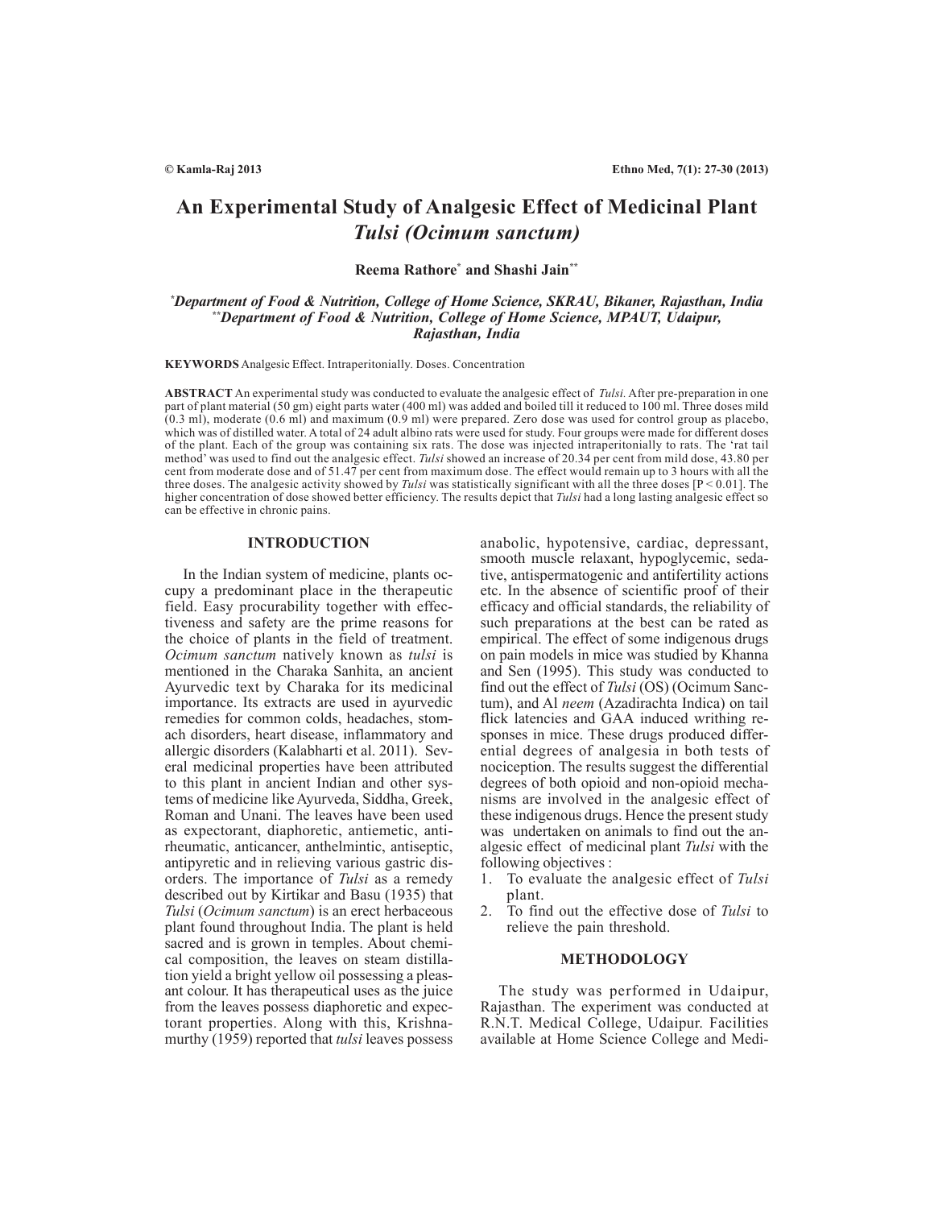# An Experimental Study of Analgesic Effect of Medicinal Plant *Tulsi (Ocimum sanctum)*

**Reema Rathore[*] and Shashi Jain[**]**

*[*]Department of Food & Nutrition, College of Home Science, SKRAU, Bikaner, Rajasthan, India*
*[**]Department of Food & Nutrition, College of Home Science, MPAUT, Udaipur, Rajasthan, India*

**KEYWORDS** Analgesic Effect. Intraperitonially. Doses. Concentration

**ABSTRACT** An experimental study was conducted to evaluate the analgesic effect of *Tulsi*. After pre-preparation in one part of plant material (50 gm) eight parts water (400 ml) was added and boiled till it reduced to 100 ml. Three doses mild (0.3 ml), moderate (0.6 ml) and maximum (0.9 ml) were prepared. Zero dose was used for control group as placebo, which was of distilled water. A total of 24 adult albino rats were used for study. Four groups were made for different doses of the plant. Each of the group was containing six rats. The dose was injected intraperitonially to rats. The 'rat tail method' was used to find out the analgesic effect. *Tulsi* showed an increase of 20.34 per cent from mild dose, 43.80 per cent from moderate dose and of 51.47 per cent from maximum dose. The effect would remain up to 3 hours with all the three doses. The analgesic activity showed by *Tulsi* was statistically significant with all the three doses [$P < 0.01$]. The higher concentration of dose showed better efficiency. The results depict that *Tulsi* had a long lasting analgesic effect so can be effective in chronic pains.

## INTRODUCTION

In the Indian system of medicine, plants occupy a predominant place in the therapeutic field. Easy procurability together with effectiveness and safety are the prime reasons for the choice of plants in the field of treatment. *Ocimum sanctum* natively known as *tulsi* is mentioned in the Charaka Sanhita, an ancient Ayurvedic text by Charaka for its medicinal importance. Its extracts are used in ayurvedic remedies for common colds, headaches, stomach disorders, heart disease, inflammatory and allergic disorders (Kalabharti et al. 2011). Several medicinal properties have been attributed to this plant in ancient Indian and other systems of medicine like Ayurveda, Siddha, Greek, Roman and Unani. The leaves have been used as expectorant, diaphoretic, antiemetic, antirheumatic, anticancer, anthelmintic, antiseptic, antipyretic and in relieving various gastric disorders. The importance of *Tulsi* as a remedy described out by Kirtikar and Basu (1935) that *Tulsi* (*Ocimum sanctum*) is an erect herbaceous plant found throughout India. The plant is held sacred and is grown in temples. About chemical composition, the leaves on steam distillation yield a bright yellow oil possessing a pleasant colour. It has therapeutical uses as the juice from the leaves possess diaphoretic and expectorant properties. Along with this, Krishnamurthy (1959) reported that *tulsi* leaves possess anabolic, hypotensive, cardiac, depressant, smooth muscle relaxant, hypoglycemic, sedative, antispermatogenic and antifertility actions etc. In the absence of scientific proof of their efficacy and official standards, the reliability of such preparations at the best can be rated as empirical. The effect of some indigenous drugs on pain models in mice was studied by Khanna and Sen (1995). This study was conducted to find out the effect of *Tulsi* (OS) (Ocimum Sanctum), and Al *neem* (Azadirachta Indica) on tail flick latencies and GAA induced writhing responses in mice. These drugs produced differential degrees of analgesia in both tests of nociception. The results suggest the differential degrees of both opioid and non-opioid mechanisms are involved in the analgesic effect of these indigenous drugs. Hence the present study was undertaken on animals to find out the analgesic effect of medicinal plant *Tulsi* with the following objectives :

1. To evaluate the analgesic effect of *Tulsi* plant.
2. To find out the effective dose of *Tulsi* to relieve the pain threshold.

## METHODOLOGY

The study was performed in Udaipur, Rajasthan. The experiment was conducted at R.N.T. Medical College, Udaipur. Facilities available at Home Science College and Medi-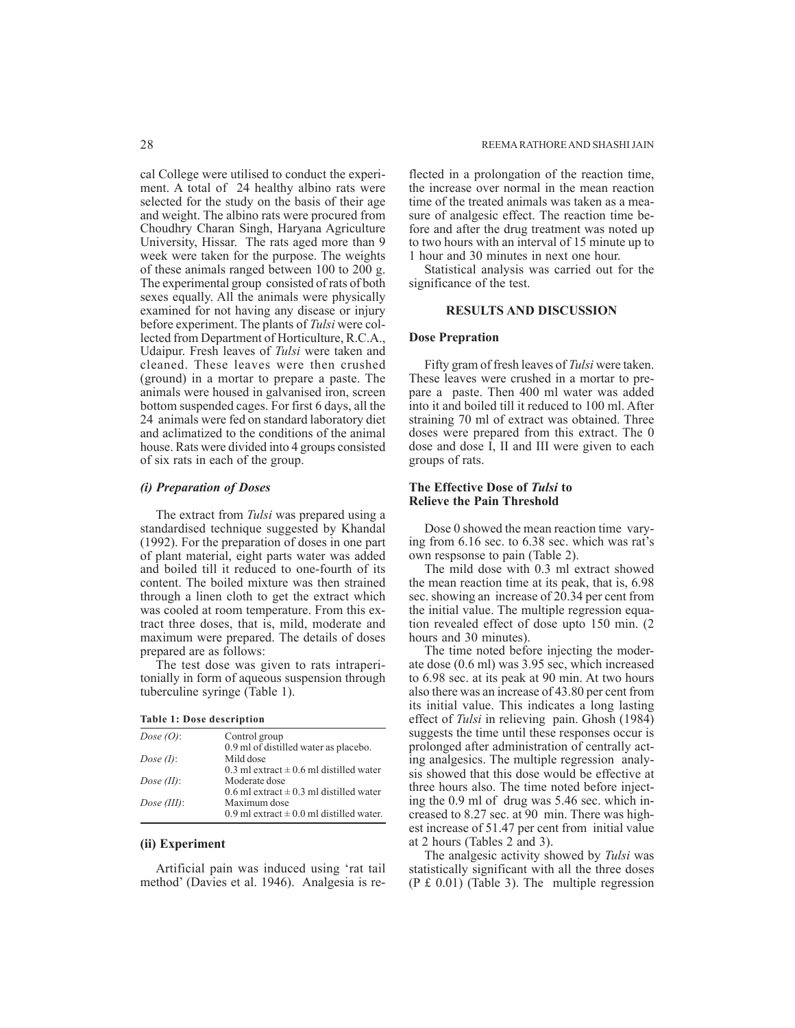cal College were utilised to conduct the experiment. A total of 24 healthy albino rats were selected for the study on the basis of their age and weight. The albino rats were procured from Choudhry Charan Singh, Haryana Agriculture University, Hissar. The rats aged more than 9 week were taken for the purpose. The weights of these animals ranged between 100 to 200 g. The experimental group consisted of rats of both sexes equally. All the animals were physically examined for not having any disease or injury before experiment. The plants of *Tulsi* were collected from Department of Horticulture, R.C.A., Udaipur. Fresh leaves of *Tulsi* were taken and cleaned. These leaves were then crushed (ground) in a mortar to prepare a paste. The animals were housed in galvanised iron, screen bottom suspended cages. For first 6 days, all the 24 animals were fed on standard laboratory diet and aclimatized to the conditions of the animal house. Rats were divided into 4 groups consisted of six rats in each of the group.

### *(i) Preparation of Doses*

The extract from *Tulsi* was prepared using a standardised technique suggested by Khandal (1992). For the preparation of doses in one part of plant material, eight parts water was added and boiled till it reduced to one-fourth of its content. The boiled mixture was then strained through a linen cloth to get the extract which was cooled at room temperature. From this extract three doses, that is, mild, moderate and maximum were prepared. The details of doses prepared are as follows:

The test dose was given to rats intraperitonially in form of aqueous suspension through tuberculine syringe (Table 1).

**Table 1: Dose description**

| | |
|---|---|
| *Dose (O)*: | Control group<br>0.9 ml of distilled water as placebo. |
| *Dose (I)*: | Mild dose<br>0.3 ml extract ± 0.6 ml distilled water |
| *Dose (II)*: | Moderate dose<br>0.6 ml extract ± 0.3 ml distilled water |
| *Dose (III)*: | Maximum dose<br>0.9 ml extract ± 0.0 ml distilled water. |

### (ii) Experiment

Artificial pain was induced using 'rat tail method' (Davies et al. 1946). Analgesia is reflected in a prolongation of the reaction time, the increase over normal in the mean reaction time of the treated animals was taken as a measure of analgesic effect. The reaction time before and after the drug treatment was noted up to two hours with an interval of 15 minute up to 1 hour and 30 minutes in next one hour.

Statistical analysis was carried out for the significance of the test.

## RESULTS AND DISCUSSION

### Dose Prepration

Fifty gram of fresh leaves of *Tulsi* were taken. These leaves were crushed in a mortar to prepare a paste. Then 400 ml water was added into it and boiled till it reduced to 100 ml. After straining 70 ml of extract was obtained. Three doses were prepared from this extract. The 0 dose and dose I, II and III were given to each groups of rats.

### The Effective Dose of *Tulsi* to Relieve the Pain Threshold

Dose 0 showed the mean reaction time varying from 6.16 sec. to 6.38 sec. which was rat's own respsonse to pain (Table 2).

The mild dose with 0.3 ml extract showed the mean reaction time at its peak, that is, 6.98 sec. showing an increase of 20.34 per cent from the initial value. The multiple regression equation revealed effect of dose upto 150 min. (2 hours and 30 minutes).

The time noted before injecting the moderate dose (0.6 ml) was 3.95 sec, which increased to 6.98 sec. at its peak at 90 min. At two hours also there was an increase of 43.80 per cent from its initial value. This indicates a long lasting effect of *Tulsi* in relieving pain. Ghosh (1984) suggests the time until these responses occur is prolonged after administration of centrally acting analgesics. The multiple regression analysis showed that this dose would be effective at three hours also. The time noted before injecting the 0.9 ml of drug was 5.46 sec. which increased to 8.27 sec. at 90 min. There was highest increase of 51.47 per cent from initial value at 2 hours (Tables 2 and 3).

The analgesic activity showed by *Tulsi* was statistically significant with all the three doses (P £ 0.01) (Table 3). The multiple regression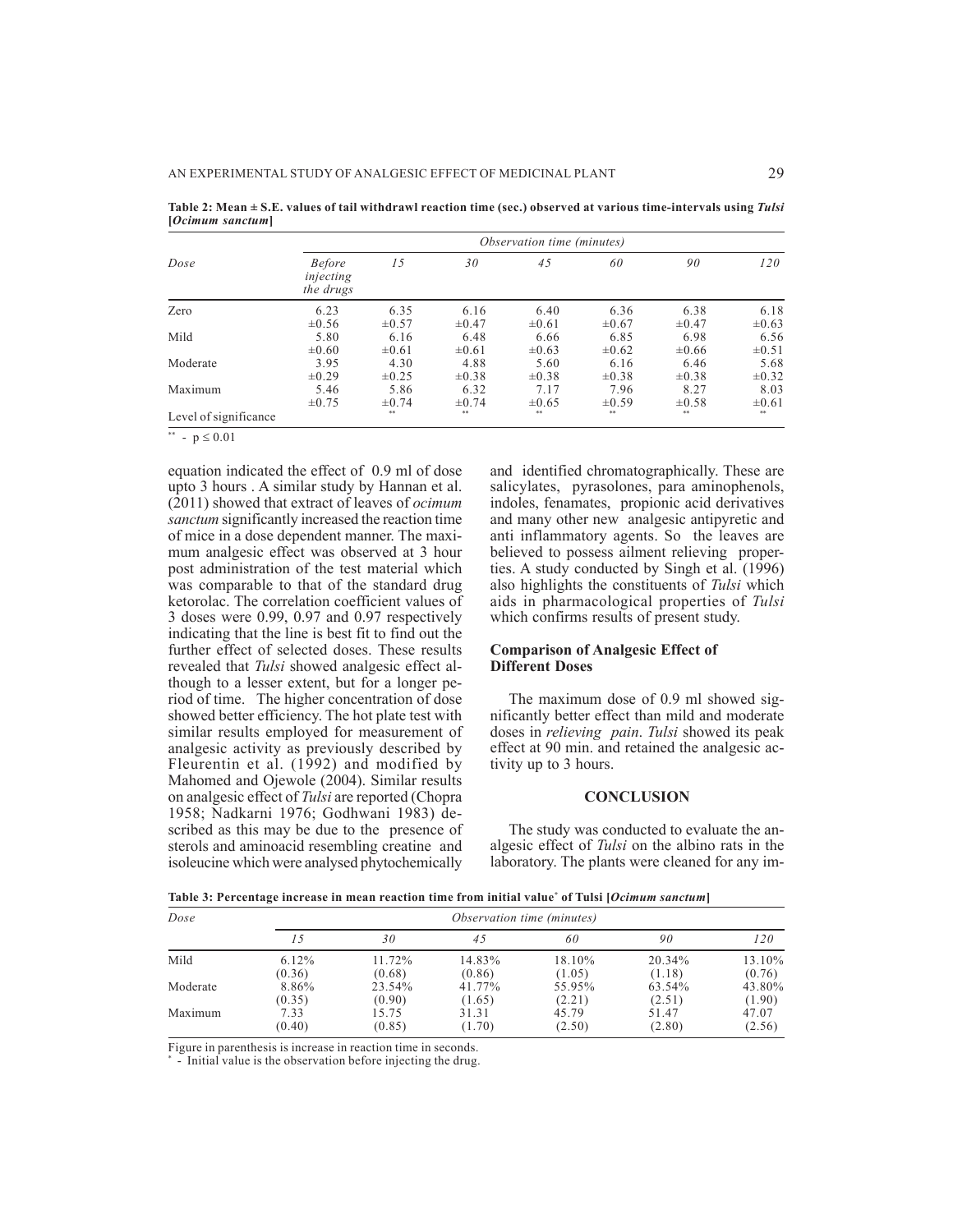**Table 2: Mean ± S.E. values of tail withdrawl reaction time (sec.) observed at various time-intervals using *Tulsi* [*Ocimum sanctum*]**

| Dose | *Observation time (minutes)* | | | | | | |
|---|---|---|---|---|---|---|---|
| | *Before injecting the drugs* | *15* | *30* | *45* | *60* | *90* | *120* |
| Zero | 6.23 ±0.56 | 6.35 ±0.57 | 6.16 ±0.47 | 6.40 ±0.61 | 6.36 ±0.67 | 6.38 ±0.47 | 6.18 ±0.63 |
| Mild | 5.80 ±0.60 | 6.16 ±0.61 | 6.48 ±0.61 | 6.66 ±0.63 | 6.85 ±0.62 | 6.98 ±0.66 | 6.56 ±0.51 |
| Moderate | 3.95 ±0.29 | 4.30 ±0.25 | 4.88 ±0.38 | 5.60 ±0.38 | 6.16 ±0.38 | 6.46 ±0.38 | 5.68 ±0.32 |
| Maximum | 5.46 ±0.75 | 5.86 ±0.74 | 6.32 ±0.74 | 7.17 ±0.65 | 7.96 ±0.59 | 8.27 ±0.58 | 8.03 ±0.61 |
| Level of significance | | ** | ** | ** | ** | ** | ** |

** - $p \leq 0.01$

equation indicated the effect of 0.9 ml of dose upto 3 hours . A similar study by Hannan et al. (2011) showed that extract of leaves of *ocimum sanctum* significantly increased the reaction time of mice in a dose dependent manner. The maximum analgesic effect was observed at 3 hour post administration of the test material which was comparable to that of the standard drug ketorolac. The correlation coefficient values of 3 doses were 0.99, 0.97 and 0.97 respectively indicating that the line is best fit to find out the further effect of selected doses. These results revealed that *Tulsi* showed analgesic effect although to a lesser extent, but for a longer period of time. The higher concentration of dose showed better efficiency. The hot plate test with similar results employed for measurement of analgesic activity as previously described by Fleurentin et al. (1992) and modified by Mahomed and Ojewole (2004). Similar results on analgesic effect of *Tulsi* are reported (Chopra 1958; Nadkarni 1976; Godhwani 1983) described as this may be due to the presence of sterols and aminoacid resembling creatine and isoleucine which were analysed phytochemically and identified chromatographically. These are salicylates, pyrasolones, para aminophenols, indoles, fenamates, propionic acid derivatives and many other new analgesic antipyretic and anti inflammatory agents. So the leaves are believed to possess ailment relieving properties. A study conducted by Singh et al. (1996) also highlights the constituents of *Tulsi* which aids in pharmacological properties of *Tulsi* which confirms results of present study.

## Comparison of Analgesic Effect of Different Doses

The maximum dose of 0.9 ml showed significantly better effect than mild and moderate doses in *relieving pain*. *Tulsi* showed its peak effect at 90 min. and retained the analgesic activity up to 3 hours.

## CONCLUSION

The study was conducted to evaluate the analgesic effect of *Tulsi* on the albino rats in the laboratory. The plants were cleaned for any im-

**Table 3: Percentage increase in mean reaction time from initial value* of Tulsi [*Ocimum sanctum*]**

| Dose | *Observation time (minutes)* | | | | | |
|---|---|---|---|---|---|---|
| | *15* | *30* | *45* | *60* | *90* | *120* |
| Mild | 6.12% (0.36) | 11.72% (0.68) | 14.83% (0.86) | 18.10% (1.05) | 20.34% (1.18) | 13.10% (0.76) |
| Moderate | 8.86% (0.35) | 23.54% (0.90) | 41.77% (1.65) | 55.95% (2.21) | 63.54% (2.51) | 43.80% (1.90) |
| Maximum | 7.33 (0.40) | 15.75 (0.85) | 31.31 (1.70) | 45.79 (2.50) | 51.47 (2.80) | 47.07 (2.56) |

Figure in parenthesis is increase in reaction time in seconds.

\* - Initial value is the observation before injecting the drug.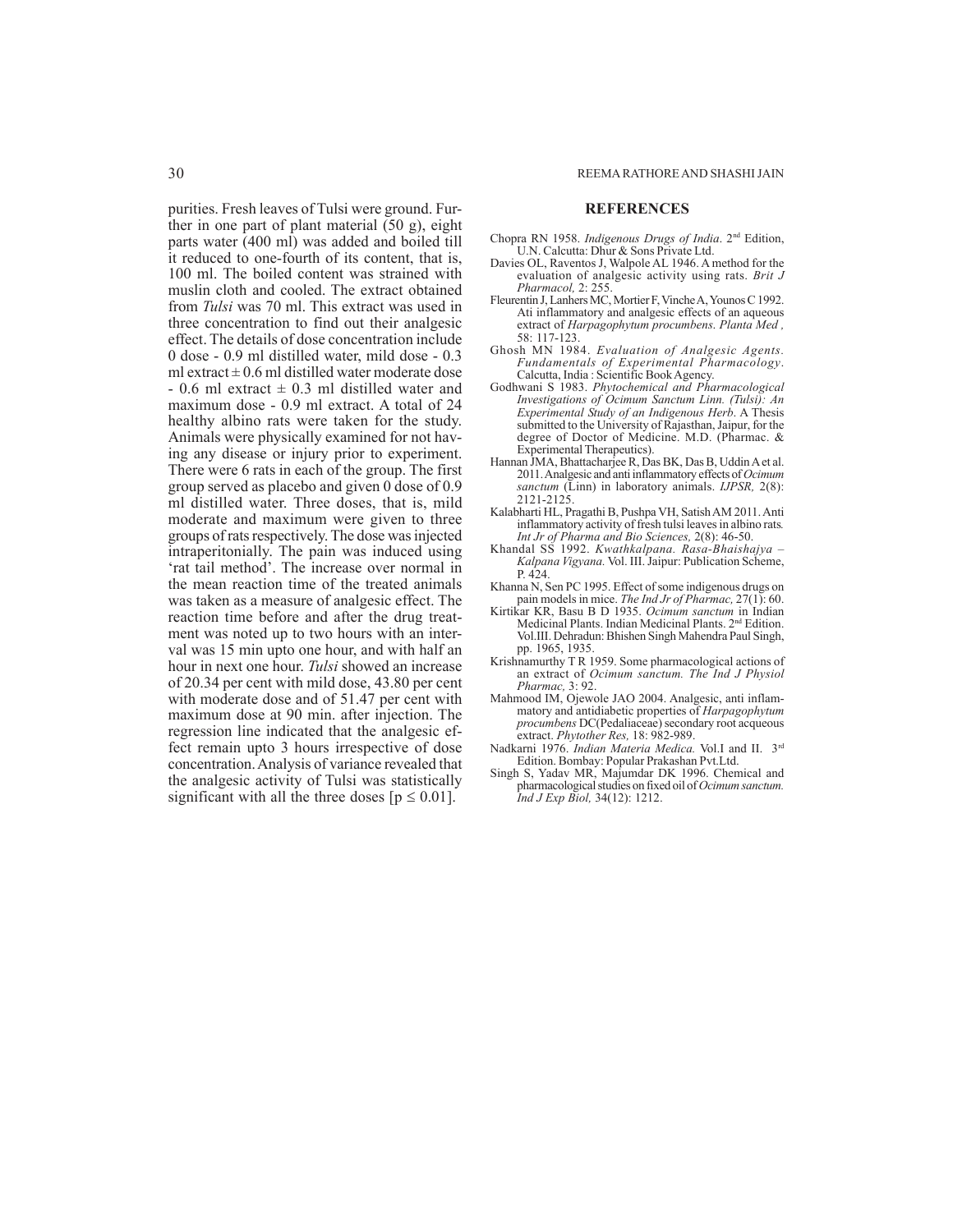purities. Fresh leaves of Tulsi were ground. Further in one part of plant material (50 g), eight parts water (400 ml) was added and boiled till it reduced to one-fourth of its content, that is, 100 ml. The boiled content was strained with muslin cloth and cooled. The extract obtained from *Tulsi* was 70 ml. This extract was used in three concentration to find out their analgesic effect. The details of dose concentration include 0 dose - 0.9 ml distilled water, mild dose - 0.3 ml extract $\pm$ 0.6 ml distilled water moderate dose - 0.6 ml extract $\pm$ 0.3 ml distilled water and maximum dose - 0.9 ml extract. A total of 24 healthy albino rats were taken for the study. Animals were physically examined for not having any disease or injury prior to experiment. There were 6 rats in each of the group. The first group served as placebo and given 0 dose of 0.9 ml distilled water. Three doses, that is, mild moderate and maximum were given to three groups of rats respectively. The dose was injected intraperitonially. The pain was induced using 'rat tail method'. The increase over normal in the mean reaction time of the treated animals was taken as a measure of analgesic effect. The reaction time before and after the drug treatment was noted up to two hours with an interval was 15 min upto one hour, and with half an hour in next one hour. *Tulsi* showed an increase of 20.34 per cent with mild dose, 43.80 per cent with moderate dose and of 51.47 per cent with maximum dose at 90 min. after injection. The regression line indicated that the analgesic effect remain upto 3 hours irrespective of dose concentration. Analysis of variance revealed that the analgesic activity of Tulsi was statistically significant with all the three doses [$p \leq 0.01$].

## REFERENCES

Chopra RN 1958. *Indigenous Drugs of India*. 2nd Edition, U.N. Calcutta: Dhur & Sons Private Ltd.

Davies OL, Raventos J, Walpole AL 1946. A method for the evaluation of analgesic activity using rats. *Brit J Pharmacol,* 2: 255.

Fleurentin J, Lanhers MC, Mortier F, Vinche A, Younos C 1992. Ati inflammatory and analgesic effects of an aqueous extract of *Harpagophytum procumbens. Planta Med ,* 58: 117-123.

Ghosh MN 1984. *Evaluation of Analgesic Agents. Fundamentals of Experimental Pharmacology*. Calcutta, India : Scientific Book Agency.

Godhwani S 1983. *Phytochemical and Pharmacological Investigations of Ocimum Sanctum Linn. (Tulsi): An Experimental Study of an Indigenous Herb*. A Thesis submitted to the University of Rajasthan, Jaipur, for the degree of Doctor of Medicine. M.D. (Pharmac. & Experimental Therapeutics).

Hannan JMA, Bhattacharjee R, Das BK, Das B, Uddin A et al. 2011. Analgesic and anti inflammatory effects of *Ocimum sanctum* (Linn) in laboratory animals. *IJPSR,* 2(8): 2121-2125.

Kalabharti HL, Pragathi B, Pushpa VH, Satish AM 2011. Anti inflammatory activity of fresh tulsi leaves in albino rats*. Int Jr of Pharma and Bio Sciences,* 2(8): 46-50.

Khandal SS 1992. *Kwathkalpana. Rasa-Bhaishajya – Kalpana Vigyana.* Vol. III. Jaipur: Publication Scheme, P. 424.

Khanna N, Sen PC 1995. Effect of some indigenous drugs on pain models in mice. *The Ind Jr of Pharmac,* 27(1): 60.

Kirtikar KR, Basu B D 1935. *Ocimum sanctum* in Indian Medicinal Plants. Indian Medicinal Plants. 2nd Edition. Vol.III. Dehradun: Bhishen Singh Mahendra Paul Singh, pp. 1965, 1935.

Krishnamurthy T R 1959. Some pharmacological actions of an extract of *Ocimum sanctum. The Ind J Physiol Pharmac,* 3: 92.

Mahmood IM, Ojewole JAO 2004. Analgesic, anti inflammatory and antidiabetic properties of *Harpagophytum procumbens* DC(Pedaliaceae) secondary root acqueous extract. *Phytother Res,* 18: 982-989.

Nadkarni 1976. *Indian Materia Medica.* Vol.I and II. 3rd Edition. Bombay: Popular Prakashan Pvt.Ltd.

Singh S, Yadav MR, Majumdar DK 1996. Chemical and pharmacological studies on fixed oil of *Ocimum sanctum. Ind J Exp Biol,* 34(12): 1212.